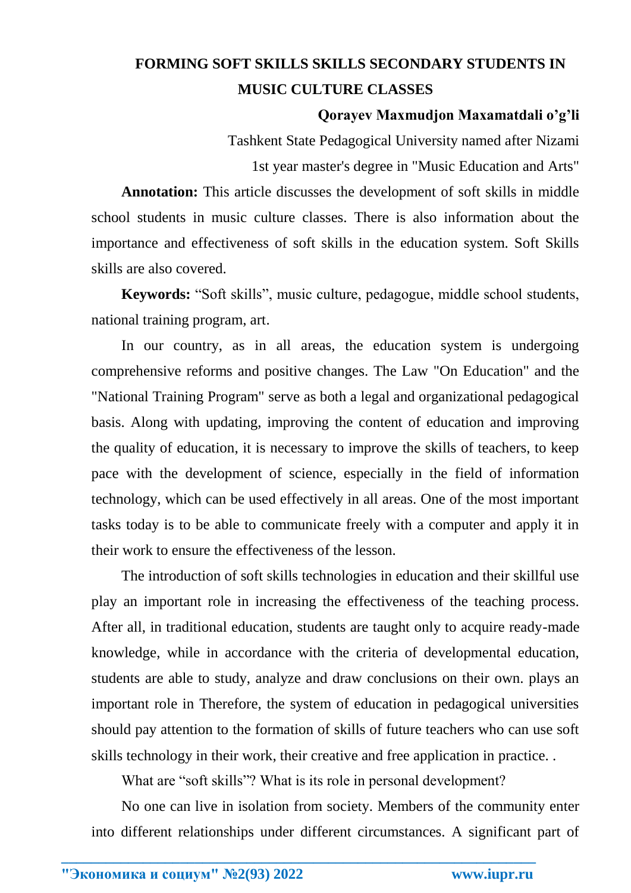# FORMING SOFT SKILLS SKILLS SECONDARY STUDENTS IN MUSIC CULTURE CLASSES

**Qorayev Maxmudjon Maxamatdali o'g'li**

Tashkent State Pedagogical University named after Nizami

1st year master's degree in "Music Education and Arts"

**Annotation:** This article discusses the development of soft skills in middle school students in music culture classes. There is also information about the importance and effectiveness of soft skills in the education system. Soft Skills skills are also covered.

**Keywords:** "Soft skills", music culture, pedagogue, middle school students, national training program, art.

In our country, as in all areas, the education system is undergoing comprehensive reforms and positive changes. The Law "On Education" and the "National Training Program" serve as both a legal and organizational pedagogical basis. Along with updating, improving the content of education and improving the quality of education, it is necessary to improve the skills of teachers, to keep pace with the development of science, especially in the field of information technology, which can be used effectively in all areas. One of the most important tasks today is to be able to communicate freely with a computer and apply it in their work to ensure the effectiveness of the lesson.

The introduction of soft skills technologies in education and their skillful use play an important role in increasing the effectiveness of the teaching process. After all, in traditional education, students are taught only to acquire ready-made knowledge, while in accordance with the criteria of developmental education, students are able to study, analyze and draw conclusions on their own. plays an important role in Therefore, the system of education in pedagogical universities should pay attention to the formation of skills of future teachers who can use soft skills technology in their work, their creative and free application in practice. .

What are "soft skills"? What is its role in personal development?

No one can live in isolation from society. Members of the community enter into different relationships under different circumstances. A significant part of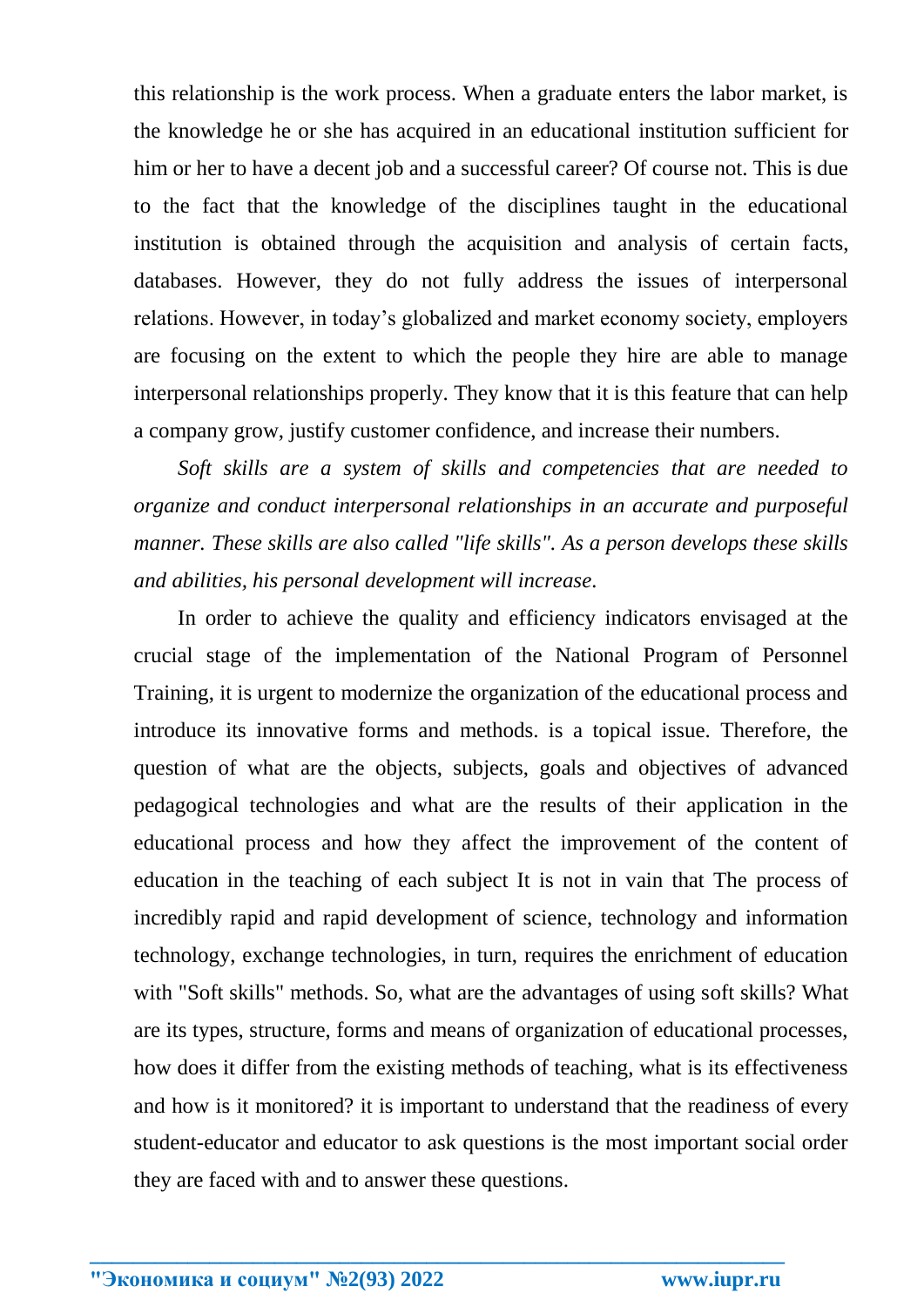this relationship is the work process. When a graduate enters the labor market, is the knowledge he or she has acquired in an educational institution sufficient for him or her to have a decent job and a successful career? Of course not. This is due to the fact that the knowledge of the disciplines taught in the educational institution is obtained through the acquisition and analysis of certain facts, databases. However, they do not fully address the issues of interpersonal relations. However, in today's globalized and market economy society, employers are focusing on the extent to which the people they hire are able to manage interpersonal relationships properly. They know that it is this feature that can help a company grow, justify customer confidence, and increase their numbers.

*Soft skills are a system of skills and competencies that are needed to organize and conduct interpersonal relationships in an accurate and purposeful manner. These skills are also called "life skills". As a person develops these skills and abilities, his personal development will increase.*

In order to achieve the quality and efficiency indicators envisaged at the crucial stage of the implementation of the National Program of Personnel Training, it is urgent to modernize the organization of the educational process and introduce its innovative forms and methods. is a topical issue. Therefore, the question of what are the objects, subjects, goals and objectives of advanced pedagogical technologies and what are the results of their application in the educational process and how they affect the improvement of the content of education in the teaching of each subject It is not in vain that The process of incredibly rapid and rapid development of science, technology and information technology, exchange technologies, in turn, requires the enrichment of education with "Soft skills" methods. So, what are the advantages of using soft skills? What are its types, structure, forms and means of organization of educational processes, how does it differ from the existing methods of teaching, what is its effectiveness and how is it monitored? it is important to understand that the readiness of every student-educator and educator to ask questions is the most important social order they are faced with and to answer these questions.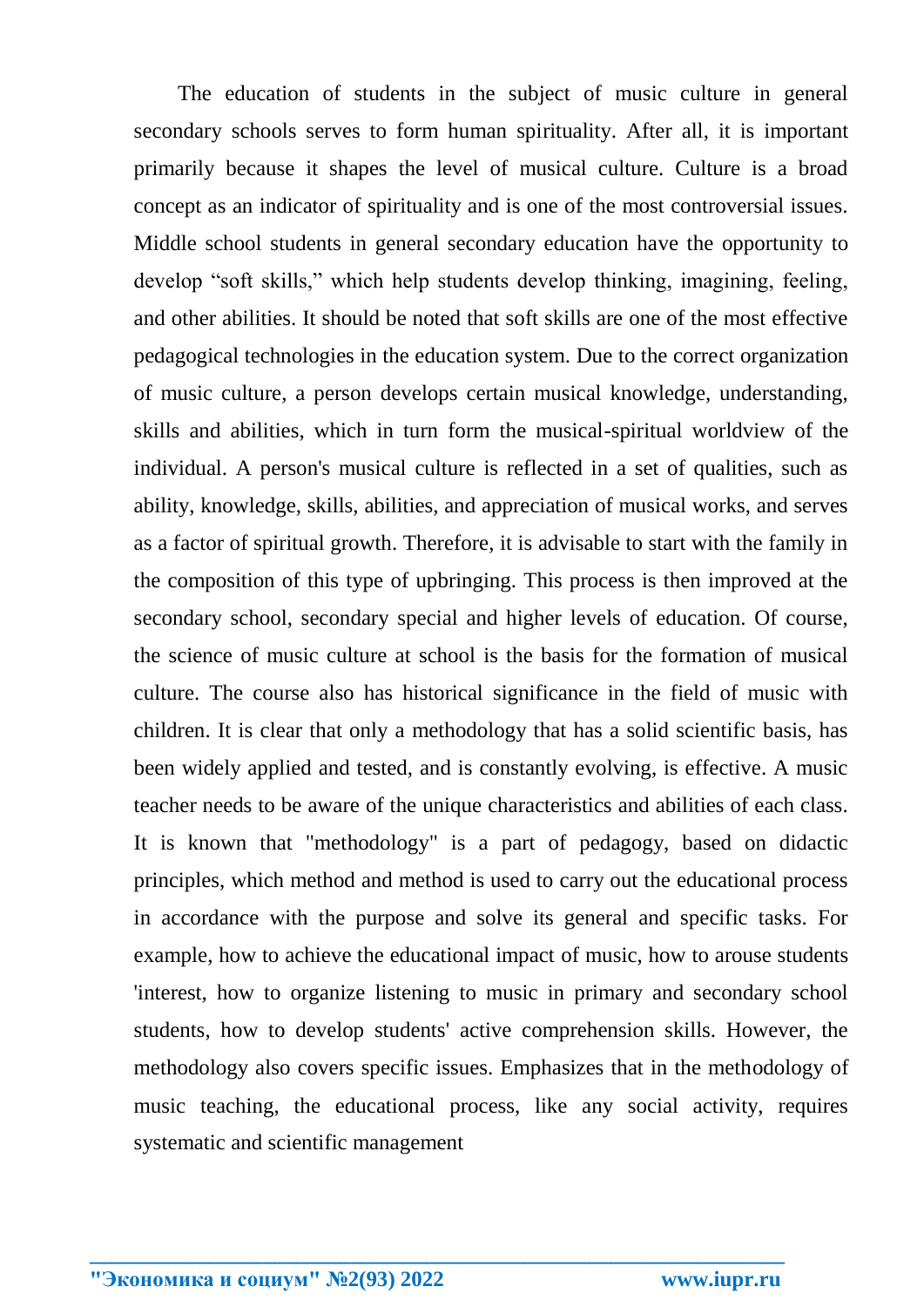The education of students in the subject of music culture in general secondary schools serves to form human spirituality. After all, it is important primarily because it shapes the level of musical culture. Culture is a broad concept as an indicator of spirituality and is one of the most controversial issues. Middle school students in general secondary education have the opportunity to develop “soft skills,” which help students develop thinking, imagining, feeling, and other abilities. It should be noted that soft skills are one of the most effective pedagogical technologies in the education system. Due to the correct organization of music culture, a person develops certain musical knowledge, understanding, skills and abilities, which in turn form the musical-spiritual worldview of the individual. A person's musical culture is reflected in a set of qualities, such as ability, knowledge, skills, abilities, and appreciation of musical works, and serves as a factor of spiritual growth. Therefore, it is advisable to start with the family in the composition of this type of upbringing. This process is then improved at the secondary school, secondary special and higher levels of education. Of course, the science of music culture at school is the basis for the formation of musical culture. The course also has historical significance in the field of music with children. It is clear that only a methodology that has a solid scientific basis, has been widely applied and tested, and is constantly evolving, is effective. A music teacher needs to be aware of the unique characteristics and abilities of each class. It is known that "methodology" is a part of pedagogy, based on didactic principles, which method and method is used to carry out the educational process in accordance with the purpose and solve its general and specific tasks. For example, how to achieve the educational impact of music, how to arouse students 'interest, how to organize listening to music in primary and secondary school students, how to develop students' active comprehension skills. However, the methodology also covers specific issues. Emphasizes that in the methodology of music teaching, the educational process, like any social activity, requires systematic and scientific management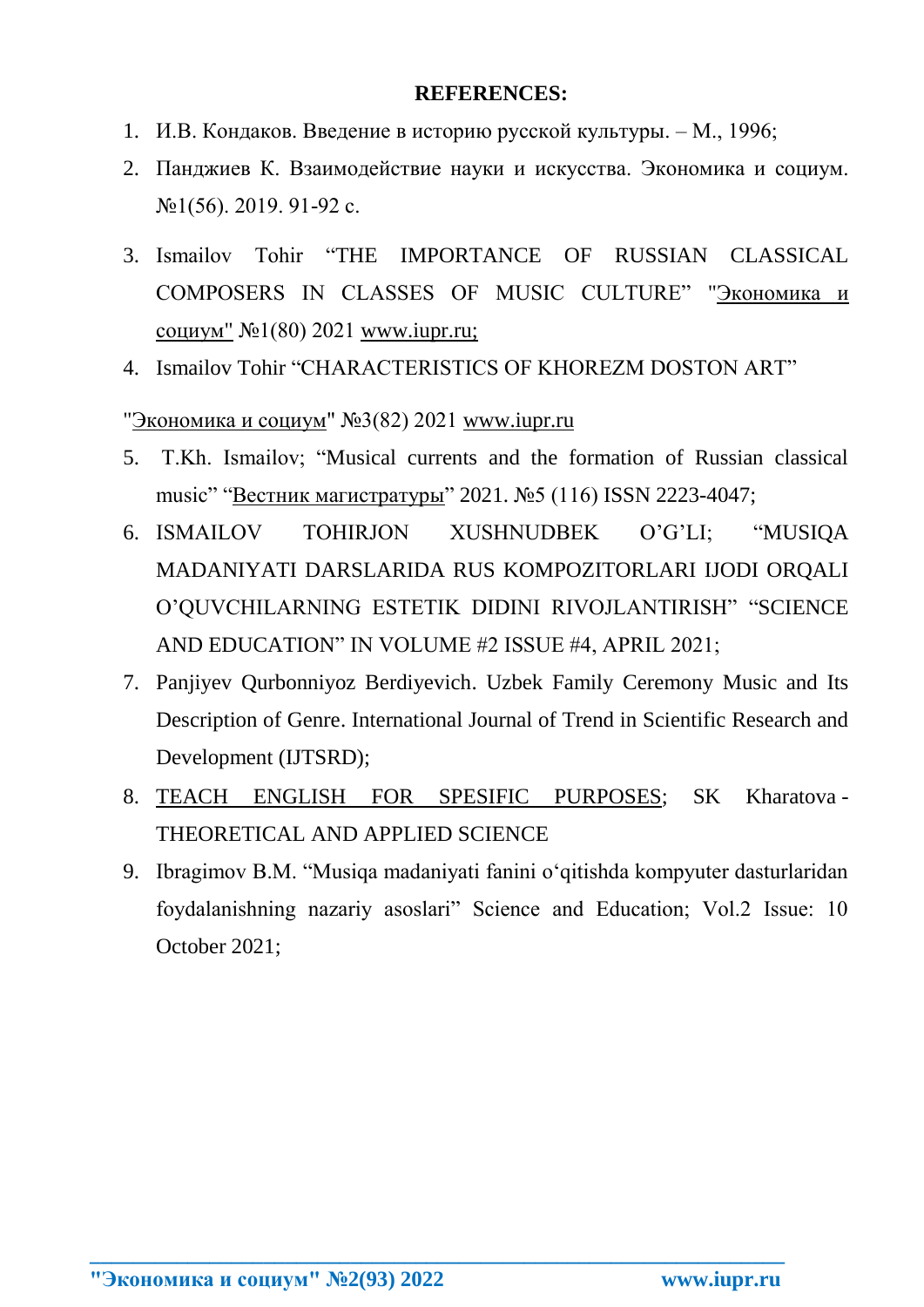**REFERENCES:**

1. И.В. Кондаков. Введение в историю русской культуры. – М., 1996;
2. Панджиев К. Взаимодействие науки и искусства. Экономика и социум. №1(56). 2019. 91-92 с.
3. Ismailov Tohir "THE IMPORTANCE OF RUSSIAN CLASSICAL COMPOSERS IN CLASSES OF MUSIC CULTURE" "Экономика и социум" №1(80) 2021 www.iupr.ru;
4. Ismailov Tohir "CHARACTERISTICS OF KHOREZM DOSTON ART"

"Экономика и социум" №3(82) 2021 www.iupr.ru

5. T.Kh. Ismailov; "Musical currents and the formation of Russian classical music" "Вестник магистратуры" 2021. №5 (116) ISSN 2223-4047;
6. ISMAILOV TOHIRJON XUSHNUDBEK O'G'LI; "MUSIQA MADANIYATI DARSLARIDA RUS KOMPOZITORLARI IJODI ORQALI O'QUVCHILARNING ESTETIK DIDINI RIVOJLANTIRISH" "SCIENCE AND EDUCATION" IN VOLUME #2 ISSUE #4, APRIL 2021;
7. Panjiyev Qurbonniyoz Berdiyevich. Uzbek Family Ceremony Music and Its Description of Genre. International Journal of Trend in Scientific Research and Development (IJTSRD);
8. TEACH ENGLISH FOR SPESIFIC PURPOSES; SK Kharatova - THEORETICAL AND APPLIED SCIENCE
9. Ibragimov B.M. "Musiqa madaniyati fanini o'qitishda kompyuter dasturlaridan foydalanishning nazariy asoslari" Science and Education; Vol.2 Issue: 10 October 2021;